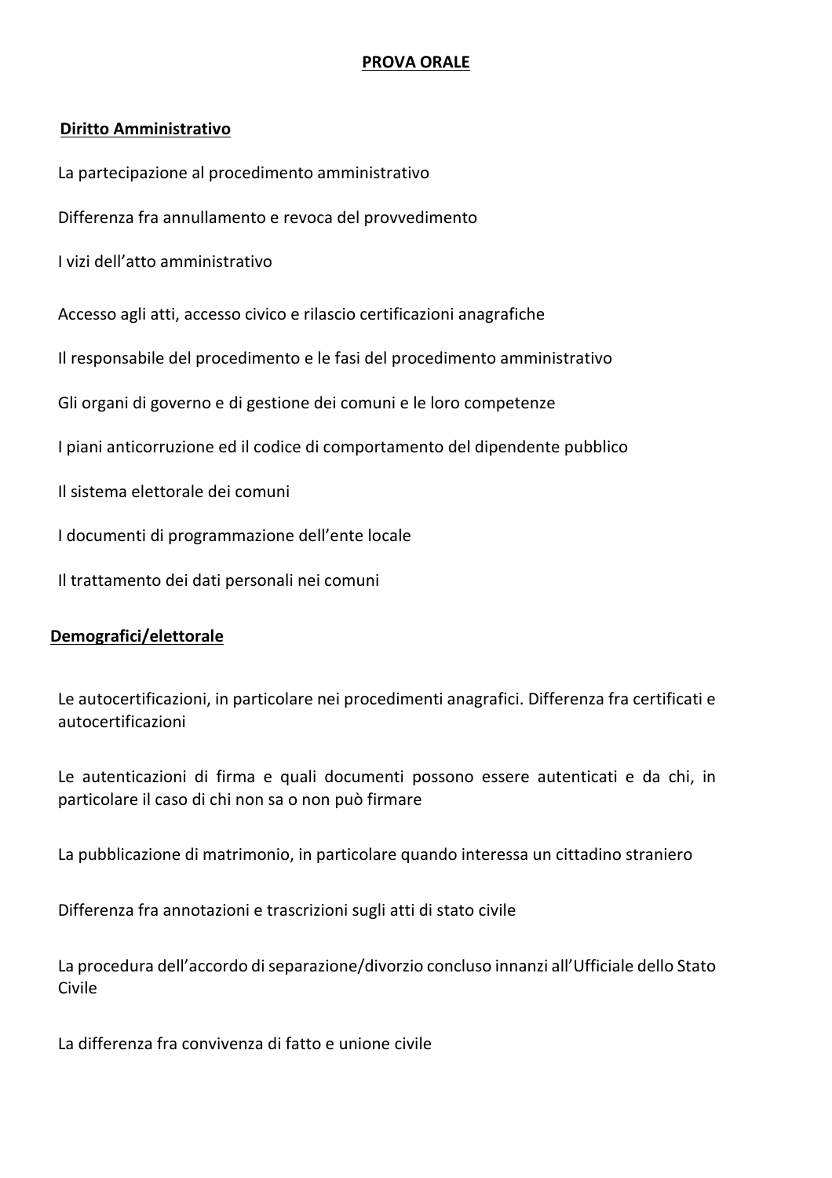# PROVA ORALE

## Diritto Amministrativo

La partecipazione al procedimento amministrativo

Differenza fra annullamento e revoca del provvedimento

I vizi dell'atto amministrativo

Accesso agli atti, accesso civico e rilascio certificazioni anagrafiche

Il responsabile del procedimento e le fasi del procedimento amministrativo

Gli organi di governo e di gestione dei comuni e le loro competenze

I piani anticorruzione ed il codice di comportamento del dipendente pubblico

Il sistema elettorale dei comuni

I documenti di programmazione dell'ente locale

Il trattamento dei dati personali nei comuni

## Demografici/elettorale

Le autocertificazioni, in particolare nei procedimenti anagrafici. Differenza fra certificati e autocertificazioni

Le autenticazioni di firma e quali documenti possono essere autenticati e da chi, in particolare il caso di chi non sa o non può firmare

La pubblicazione di matrimonio, in particolare quando interessa un cittadino straniero

Differenza fra annotazioni e trascrizioni sugli atti di stato civile

La procedura dell'accordo di separazione/divorzio concluso innanzi all'Ufficiale dello Stato Civile

La differenza fra convivenza di fatto e unione civile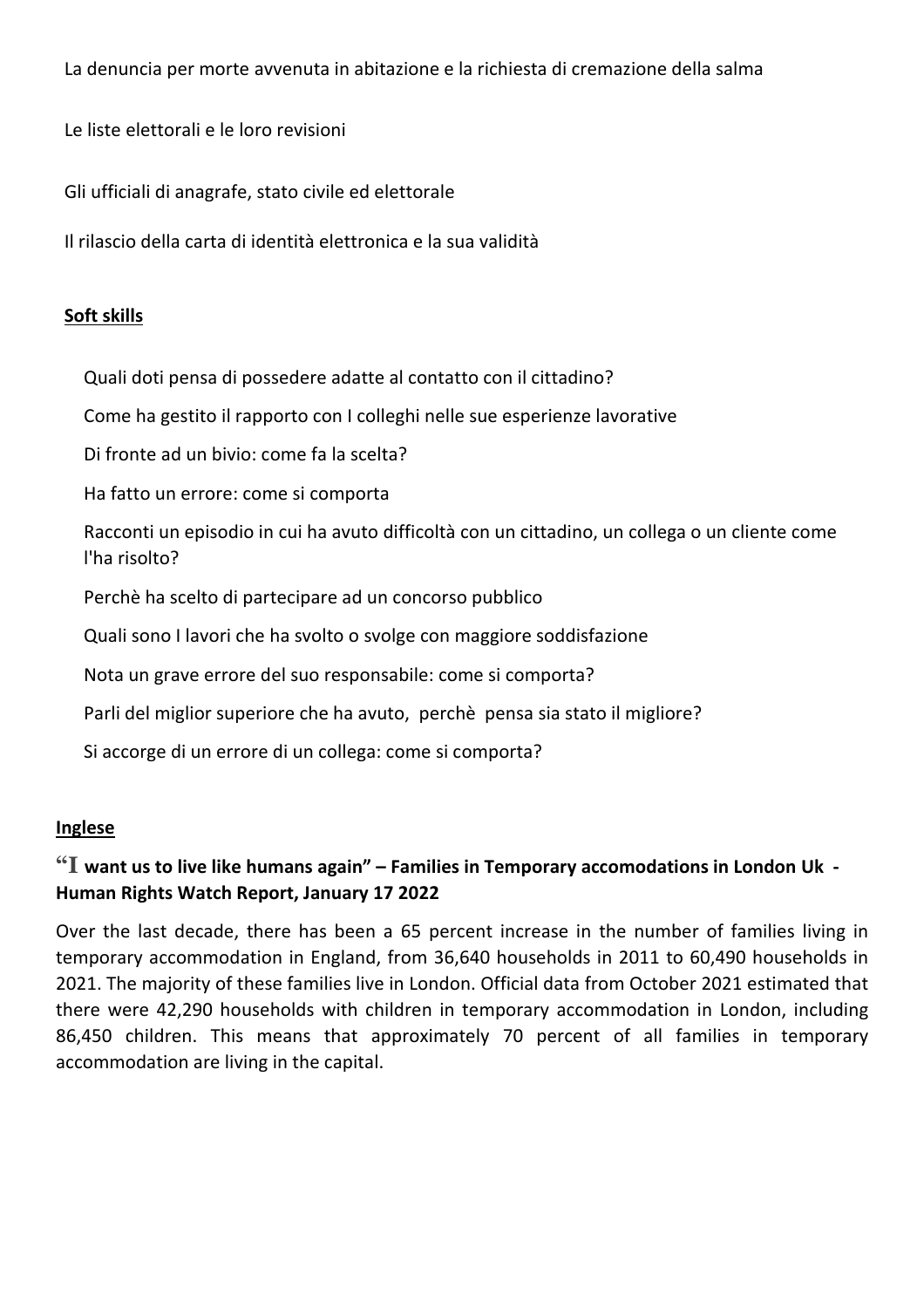La denuncia per morte avvenuta in abitazione e la richiesta di cremazione della salma

Le liste elettorali e le loro revisioni

Gli ufficiali di anagrafe, stato civile ed elettorale

Il rilascio della carta di identità elettronica e la sua validità

**Soft skills**

Quali doti pensa di possedere adatte al contatto con il cittadino?

Come ha gestito il rapporto con I colleghi nelle sue esperienze lavorative

Di fronte ad un bivio: come fa la scelta?

Ha fatto un errore: come si comporta

Racconti un episodio in cui ha avuto difficoltà con un cittadino, un collega o un cliente come l'ha risolto?

Perchè ha scelto di partecipare ad un concorso pubblico

Quali sono I lavori che ha svolto o svolge con maggiore soddisfazione

Nota un grave errore del suo responsabile: come si comporta?

Parli del miglior superiore che ha avuto, perchè pensa sia stato il migliore?

Si accorge di un errore di un collega: come si comporta?

**Inglese**

**"I want us to live like humans again" – Families in Temporary accomodations in London Uk - Human Rights Watch Report, January 17 2022**

Over the last decade, there has been a 65 percent increase in the number of families living in temporary accommodation in England, from 36,640 households in 2011 to 60,490 households in 2021. The majority of these families live in London. Official data from October 2021 estimated that there were 42,290 households with children in temporary accommodation in London, including 86,450 children. This means that approximately 70 percent of all families in temporary accommodation are living in the capital.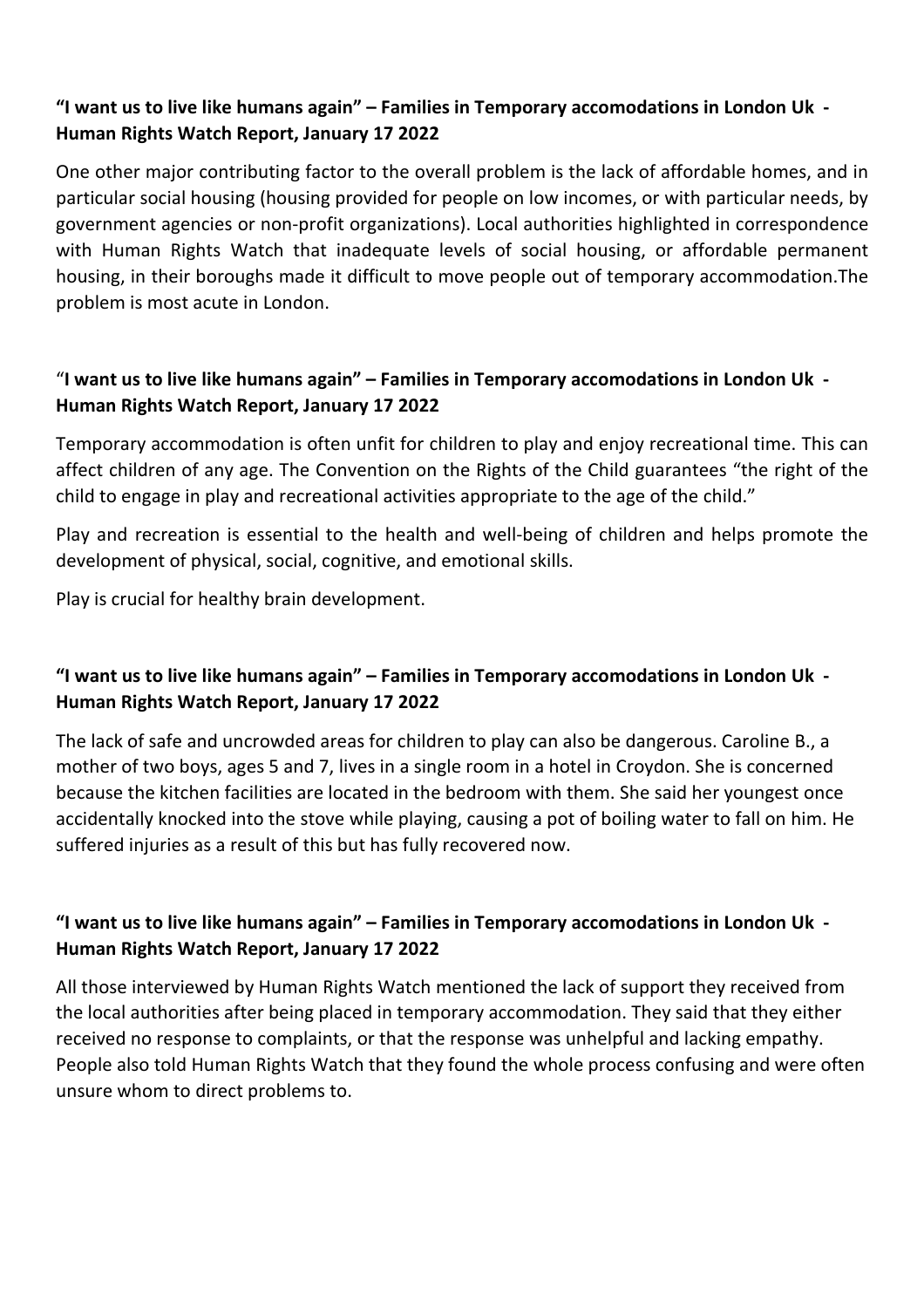**"I want us to live like humans again" – Families in Temporary accomodations in London Uk - Human Rights Watch Report, January 17 2022**

One other major contributing factor to the overall problem is the lack of affordable homes, and in particular social housing (housing provided for people on low incomes, or with particular needs, by government agencies or non-profit organizations). Local authorities highlighted in correspondence with Human Rights Watch that inadequate levels of social housing, or affordable permanent housing, in their boroughs made it difficult to move people out of temporary accommodation.The problem is most acute in London.

"**I want us to live like humans again" – Families in Temporary accomodations in London Uk - Human Rights Watch Report, January 17 2022**

Temporary accommodation is often unfit for children to play and enjoy recreational time. This can affect children of any age. The Convention on the Rights of the Child guarantees "the right of the child to engage in play and recreational activities appropriate to the age of the child."

Play and recreation is essential to the health and well-being of children and helps promote the development of physical, social, cognitive, and emotional skills.

Play is crucial for healthy brain development.

**"I want us to live like humans again" – Families in Temporary accomodations in London Uk - Human Rights Watch Report, January 17 2022**

The lack of safe and uncrowded areas for children to play can also be dangerous. Caroline B., a mother of two boys, ages 5 and 7, lives in a single room in a hotel in Croydon. She is concerned because the kitchen facilities are located in the bedroom with them. She said her youngest once accidentally knocked into the stove while playing, causing a pot of boiling water to fall on him. He suffered injuries as a result of this but has fully recovered now.

**"I want us to live like humans again" – Families in Temporary accomodations in London Uk - Human Rights Watch Report, January 17 2022**

All those interviewed by Human Rights Watch mentioned the lack of support they received from the local authorities after being placed in temporary accommodation. They said that they either received no response to complaints, or that the response was unhelpful and lacking empathy. People also told Human Rights Watch that they found the whole process confusing and were often unsure whom to direct problems to.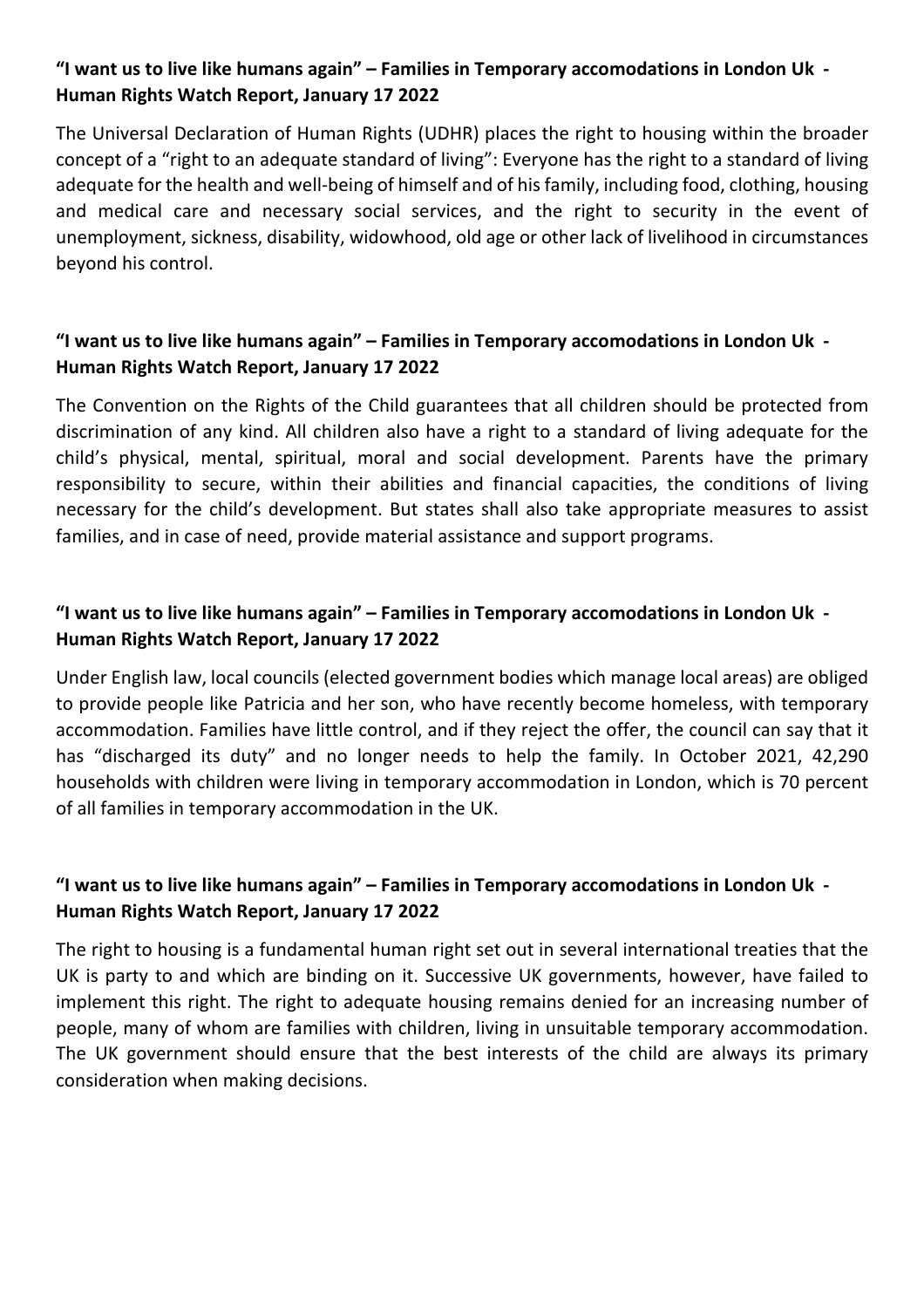**"I want us to live like humans again" – Families in Temporary accomodations in London Uk - Human Rights Watch Report, January 17 2022**

The Universal Declaration of Human Rights (UDHR) places the right to housing within the broader concept of a "right to an adequate standard of living": Everyone has the right to a standard of living adequate for the health and well-being of himself and of his family, including food, clothing, housing and medical care and necessary social services, and the right to security in the event of unemployment, sickness, disability, widowhood, old age or other lack of livelihood in circumstances beyond his control.

**"I want us to live like humans again" – Families in Temporary accomodations in London Uk - Human Rights Watch Report, January 17 2022**

The Convention on the Rights of the Child guarantees that all children should be protected from discrimination of any kind. All children also have a right to a standard of living adequate for the child's physical, mental, spiritual, moral and social development. Parents have the primary responsibility to secure, within their abilities and financial capacities, the conditions of living necessary for the child's development. But states shall also take appropriate measures to assist families, and in case of need, provide material assistance and support programs.

**"I want us to live like humans again" – Families in Temporary accomodations in London Uk - Human Rights Watch Report, January 17 2022**

Under English law, local councils (elected government bodies which manage local areas) are obliged to provide people like Patricia and her son, who have recently become homeless, with temporary accommodation. Families have little control, and if they reject the offer, the council can say that it has "discharged its duty" and no longer needs to help the family. In October 2021, 42,290 households with children were living in temporary accommodation in London, which is 70 percent of all families in temporary accommodation in the UK.

**"I want us to live like humans again" – Families in Temporary accomodations in London Uk - Human Rights Watch Report, January 17 2022**

The right to housing is a fundamental human right set out in several international treaties that the UK is party to and which are binding on it. Successive UK governments, however, have failed to implement this right. The right to adequate housing remains denied for an increasing number of people, many of whom are families with children, living in unsuitable temporary accommodation. The UK government should ensure that the best interests of the child are always its primary consideration when making decisions.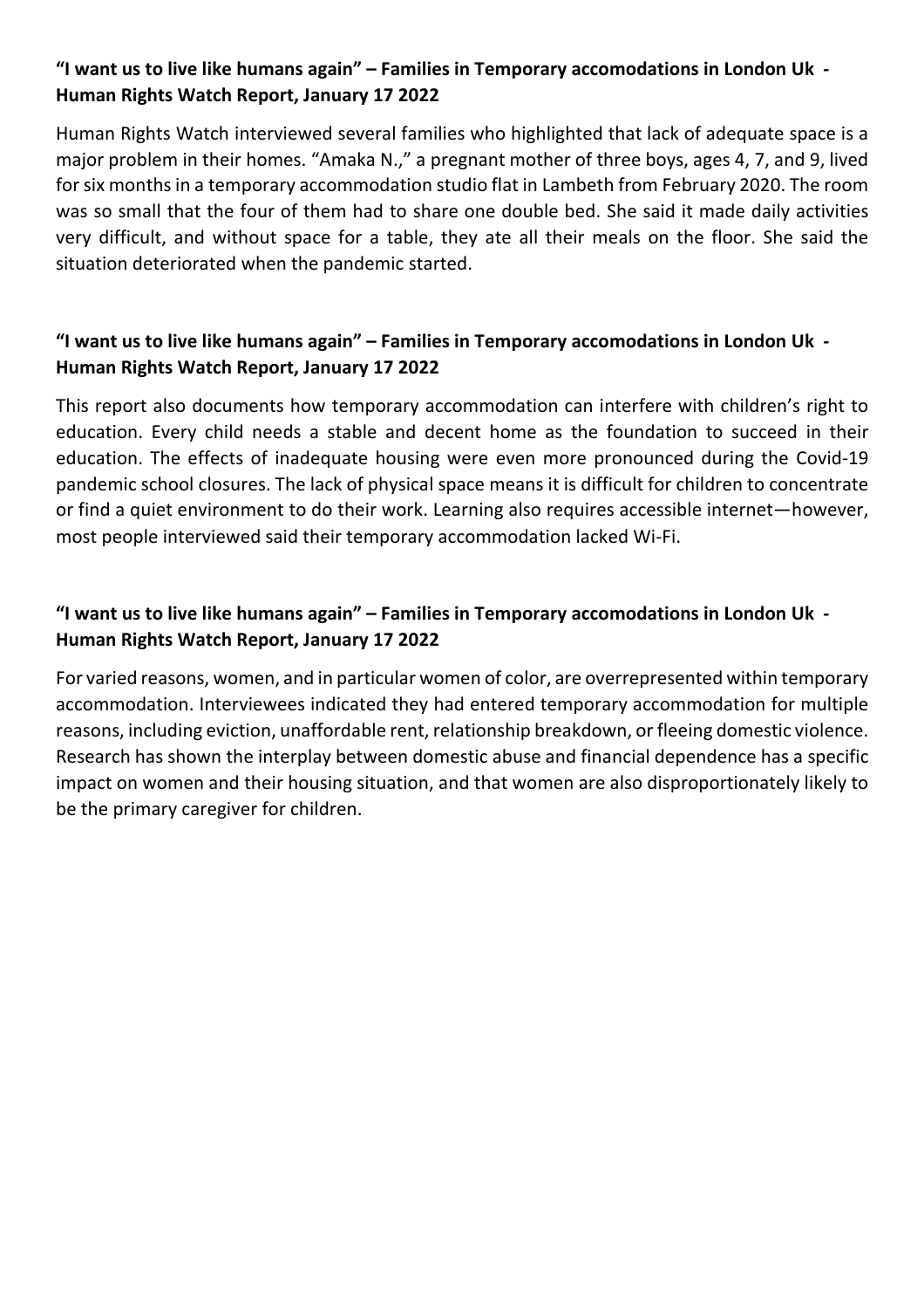**"I want us to live like humans again" – Families in Temporary accomodations in London Uk - Human Rights Watch Report, January 17 2022**

Human Rights Watch interviewed several families who highlighted that lack of adequate space is a major problem in their homes. "Amaka N.," a pregnant mother of three boys, ages 4, 7, and 9, lived for six months in a temporary accommodation studio flat in Lambeth from February 2020. The room was so small that the four of them had to share one double bed. She said it made daily activities very difficult, and without space for a table, they ate all their meals on the floor. She said the situation deteriorated when the pandemic started.

**"I want us to live like humans again" – Families in Temporary accomodations in London Uk - Human Rights Watch Report, January 17 2022**

This report also documents how temporary accommodation can interfere with children's right to education. Every child needs a stable and decent home as the foundation to succeed in their education. The effects of inadequate housing were even more pronounced during the Covid-19 pandemic school closures. The lack of physical space means it is difficult for children to concentrate or find a quiet environment to do their work. Learning also requires accessible internet—however, most people interviewed said their temporary accommodation lacked Wi-Fi.

**"I want us to live like humans again" – Families in Temporary accomodations in London Uk - Human Rights Watch Report, January 17 2022**

For varied reasons, women, and in particular women of color, are overrepresented within temporary accommodation. Interviewees indicated they had entered temporary accommodation for multiple reasons, including eviction, unaffordable rent, relationship breakdown, or fleeing domestic violence. Research has shown the interplay between domestic abuse and financial dependence has a specific impact on women and their housing situation, and that women are also disproportionately likely to be the primary caregiver for children.